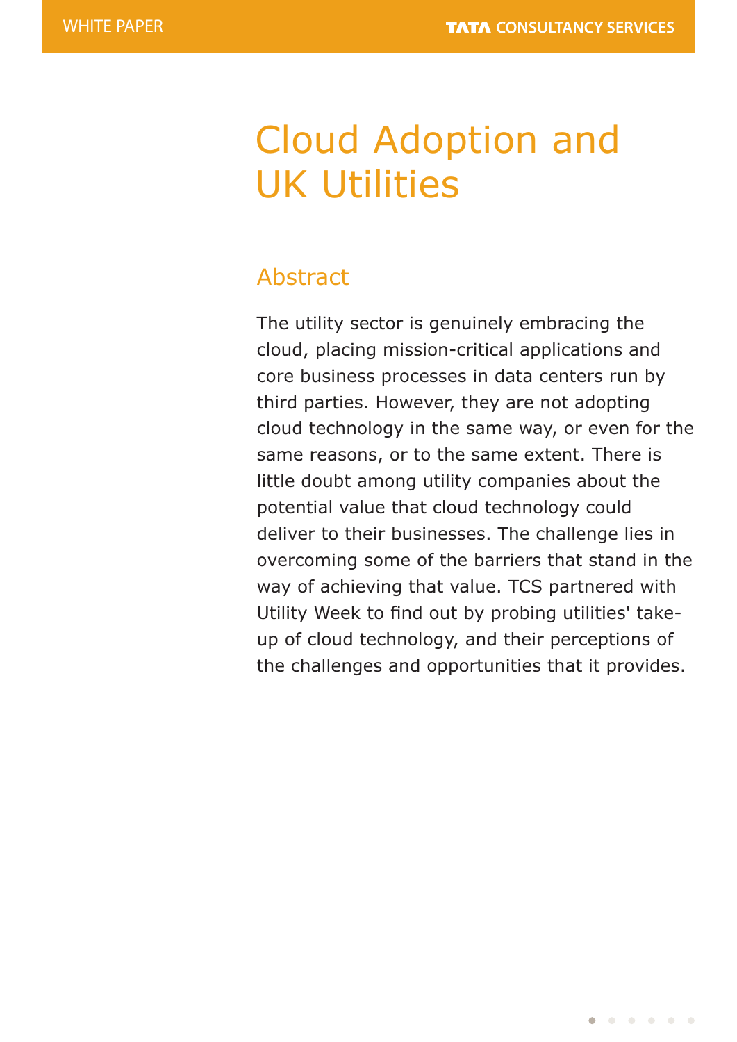# Cloud Adoption and UK Utilities

## Abstract

The utility sector is genuinely embracing the cloud, placing mission-critical applications and core business processes in data centers run by third parties. However, they are not adopting cloud technology in the same way, or even for the same reasons, or to the same extent. There is little doubt among utility companies about the potential value that cloud technology could deliver to their businesses. The challenge lies in overcoming some of the barriers that stand in the way of achieving that value. TCS partnered with Utility Week to find out by probing utilities' take-up of cloud technology, and their perceptions of the challenges and opportunities that it provides.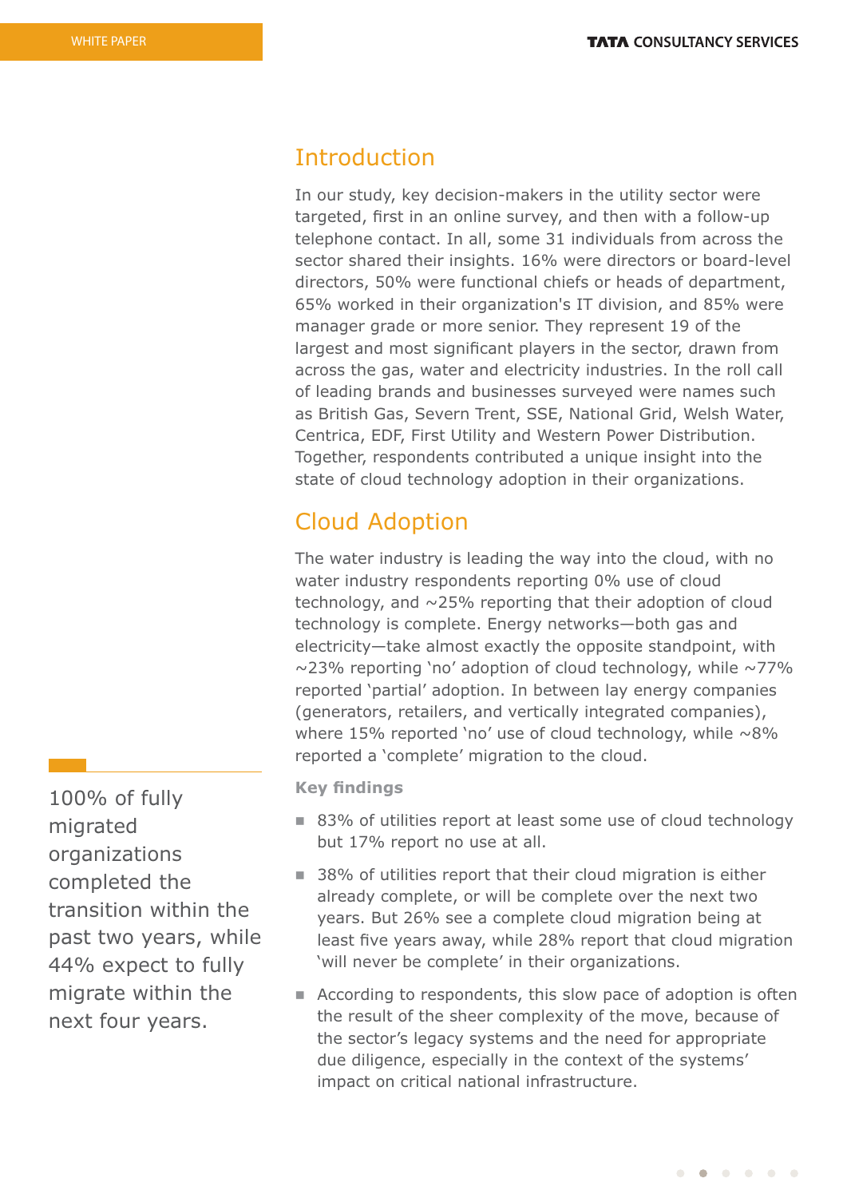## Introduction

In our study, key decision-makers in the utility sector were targeted, first in an online survey, and then with a follow-up telephone contact. In all, some 31 individuals from across the sector shared their insights. 16% were directors or board-level directors, 50% were functional chiefs or heads of department, 65% worked in their organization's IT division, and 85% were manager grade or more senior. They represent 19 of the largest and most significant players in the sector, drawn from across the gas, water and electricity industries. In the roll call of leading brands and businesses surveyed were names such as British Gas, Severn Trent, SSE, National Grid, Welsh Water, Centrica, EDF, First Utility and Western Power Distribution. Together, respondents contributed a unique insight into the state of cloud technology adoption in their organizations.

## Cloud Adoption

The water industry is leading the way into the cloud, with no water industry respondents reporting 0% use of cloud technology, and ~25% reporting that their adoption of cloud technology is complete. Energy networks—both gas and electricity—take almost exactly the opposite standpoint, with ~23% reporting 'no' adoption of cloud technology, while ~77% reported 'partial' adoption. In between lay energy companies (generators, retailers, and vertically integrated companies), where 15% reported 'no' use of cloud technology, while ~8% reported a 'complete' migration to the cloud.

100% of fully migrated organizations completed the transition within the past two years, while 44% expect to fully migrate within the next four years.

### Key findings

- 83% of utilities report at least some use of cloud technology but 17% report no use at all.
- 38% of utilities report that their cloud migration is either already complete, or will be complete over the next two years. But 26% see a complete cloud migration being at least five years away, while 28% report that cloud migration 'will never be complete' in their organizations.
- According to respondents, this slow pace of adoption is often the result of the sheer complexity of the move, because of the sector's legacy systems and the need for appropriate due diligence, especially in the context of the systems' impact on critical national infrastructure.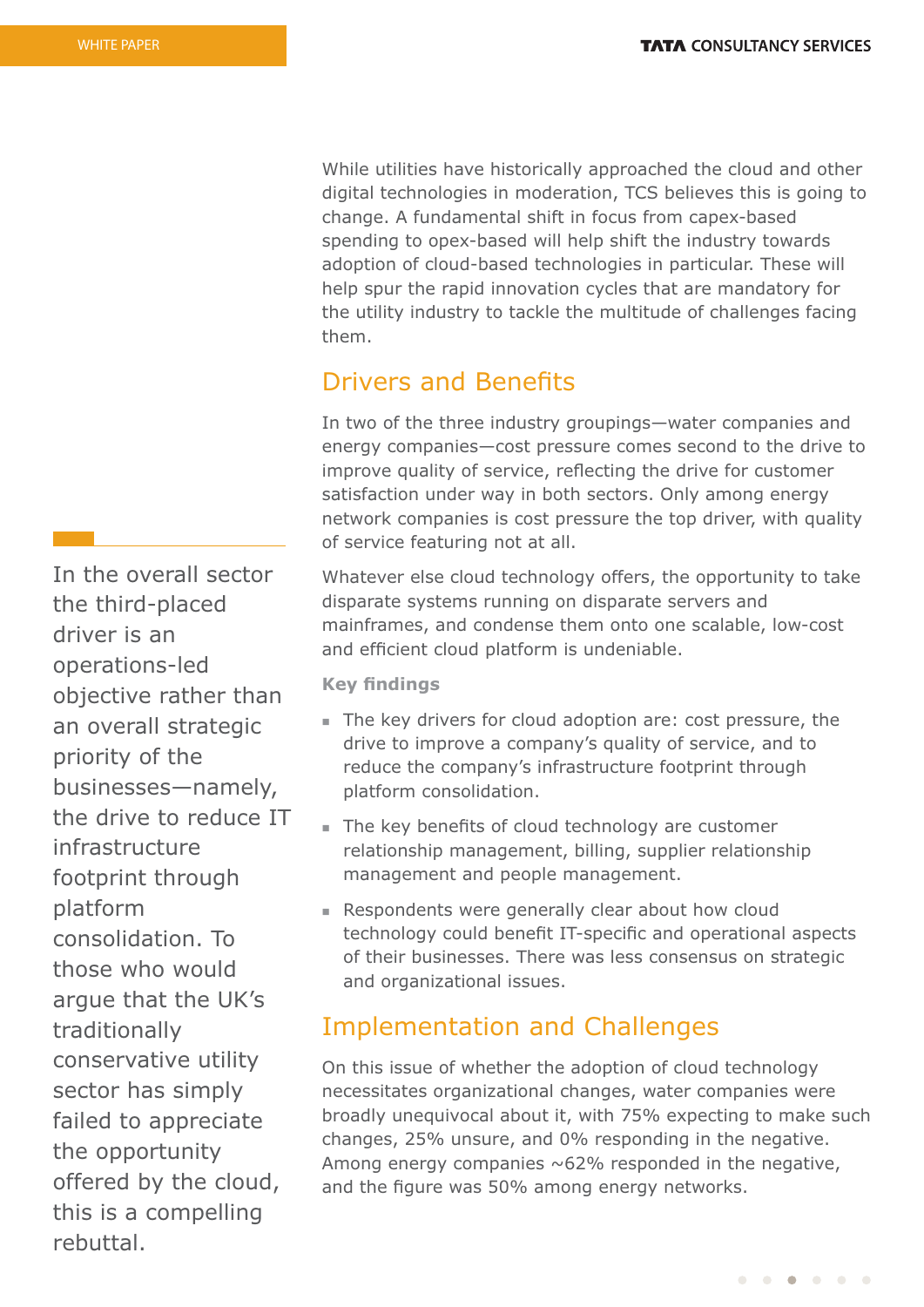While utilities have historically approached the cloud and other digital technologies in moderation, TCS believes this is going to change. A fundamental shift in focus from capex-based spending to opex-based will help shift the industry towards adoption of cloud-based technologies in particular. These will help spur the rapid innovation cycles that are mandatory for the utility industry to tackle the multitude of challenges facing them.

## Drivers and Benefits

In two of the three industry groupings—water companies and energy companies—cost pressure comes second to the drive to improve quality of service, reflecting the drive for customer satisfaction under way in both sectors. Only among energy network companies is cost pressure the top driver, with quality of service featuring not at all.

> In the overall sector the third-placed driver is an operations-led objective rather than an overall strategic priority of the businesses—namely, the drive to reduce IT infrastructure footprint through platform consolidation. To those who would argue that the UK's traditionally conservative utility sector has simply failed to appreciate the opportunity offered by the cloud, this is a compelling rebuttal.

Whatever else cloud technology offers, the opportunity to take disparate systems running on disparate servers and mainframes, and condense them onto one scalable, low-cost and efficient cloud platform is undeniable.

**Key findings**

- The key drivers for cloud adoption are: cost pressure, the drive to improve a company's quality of service, and to reduce the company's infrastructure footprint through platform consolidation.
- The key benefits of cloud technology are customer relationship management, billing, supplier relationship management and people management.
- Respondents were generally clear about how cloud technology could benefit IT-specific and operational aspects of their businesses. There was less consensus on strategic and organizational issues.

## Implementation and Challenges

On this issue of whether the adoption of cloud technology necessitates organizational changes, water companies were broadly unequivocal about it, with 75% expecting to make such changes, 25% unsure, and 0% responding in the negative. Among energy companies ~62% responded in the negative, and the figure was 50% among energy networks.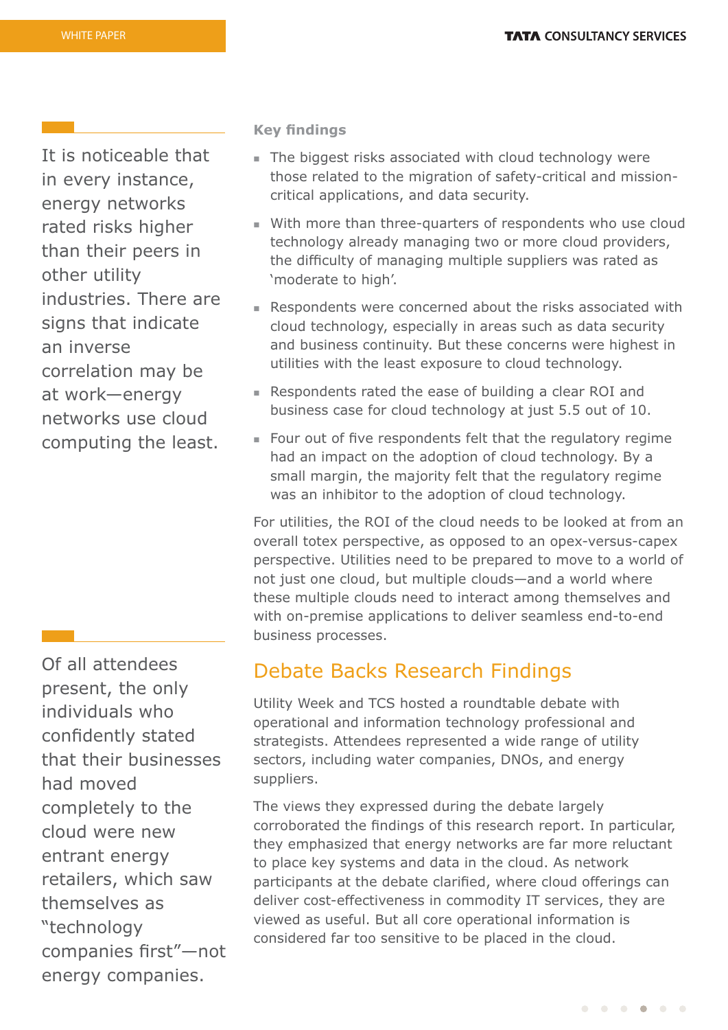It is noticeable that in every instance, energy networks rated risks higher than their peers in other utility industries. There are signs that indicate an inverse correlation may be at work—energy networks use cloud computing the least.

**Key findings**

- The biggest risks associated with cloud technology were those related to the migration of safety-critical and mission-critical applications, and data security.
- With more than three-quarters of respondents who use cloud technology already managing two or more cloud providers, the difficulty of managing multiple suppliers was rated as 'moderate to high'.
- Respondents were concerned about the risks associated with cloud technology, especially in areas such as data security and business continuity. But these concerns were highest in utilities with the least exposure to cloud technology.
- Respondents rated the ease of building a clear ROI and business case for cloud technology at just 5.5 out of 10.
- Four out of five respondents felt that the regulatory regime had an impact on the adoption of cloud technology. By a small margin, the majority felt that the regulatory regime was an inhibitor to the adoption of cloud technology.

For utilities, the ROI of the cloud needs to be looked at from an overall totex perspective, as opposed to an opex-versus-capex perspective. Utilities need to be prepared to move to a world of not just one cloud, but multiple clouds—and a world where these multiple clouds need to interact among themselves and with on-premise applications to deliver seamless end-to-end business processes.

## Debate Backs Research Findings

Utility Week and TCS hosted a roundtable debate with operational and information technology professional and strategists. Attendees represented a wide range of utility sectors, including water companies, DNOs, and energy suppliers.

The views they expressed during the debate largely corroborated the findings of this research report. In particular, they emphasized that energy networks are far more reluctant to place key systems and data in the cloud. As network participants at the debate clarified, where cloud offerings can deliver cost-effectiveness in commodity IT services, they are viewed as useful. But all core operational information is considered far too sensitive to be placed in the cloud.

Of all attendees present, the only individuals who confidently stated that their businesses had moved completely to the cloud were new entrant energy retailers, which saw themselves as "technology companies first"—not energy companies.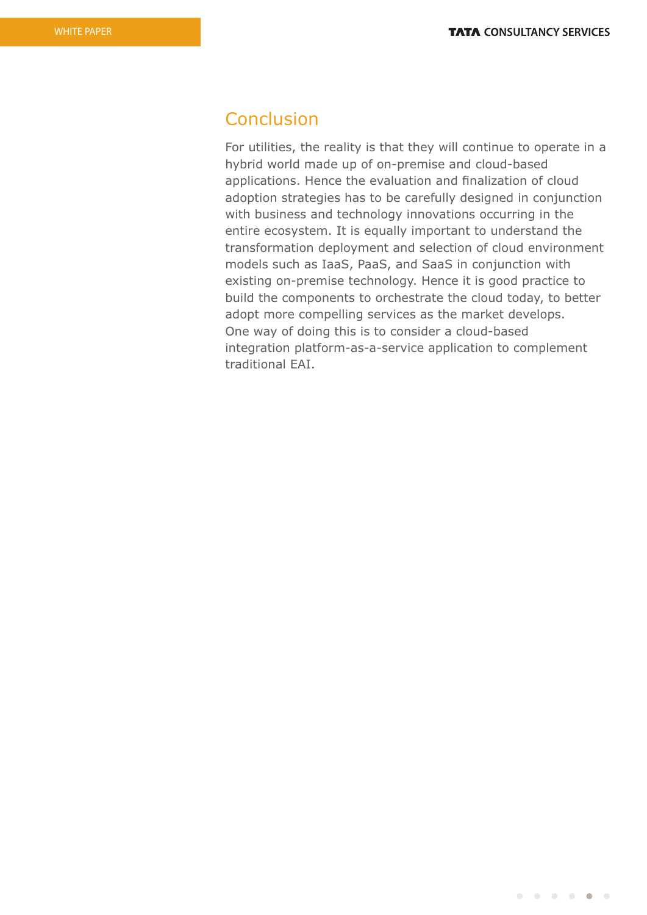## Conclusion

For utilities, the reality is that they will continue to operate in a hybrid world made up of on-premise and cloud-based applications. Hence the evaluation and finalization of cloud adoption strategies has to be carefully designed in conjunction with business and technology innovations occurring in the entire ecosystem. It is equally important to understand the transformation deployment and selection of cloud environment models such as IaaS, PaaS, and SaaS in conjunction with existing on-premise technology. Hence it is good practice to build the components to orchestrate the cloud today, to better adopt more compelling services as the market develops. One way of doing this is to consider a cloud-based integration platform-as-a-service application to complement traditional EAI.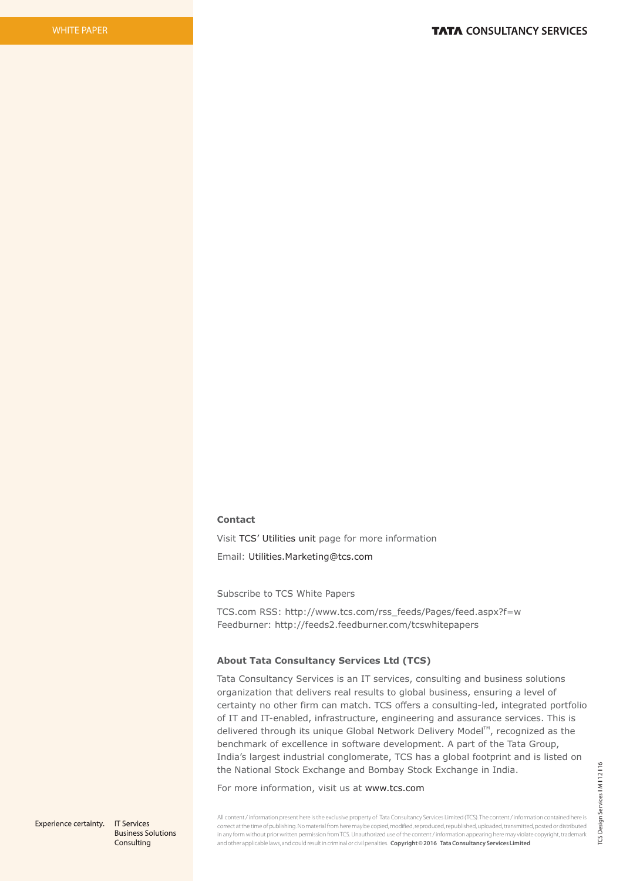**Contact**

Visit TCS' Utilities unit page for more information

Email: Utilities.Marketing@tcs.com

Subscribe to TCS White Papers

TCS.com RSS: http://www.tcs.com/rss_feeds/Pages/feed.aspx?f=w
Feedburner: http://feeds2.feedburner.com/tcswhitepapers

**About Tata Consultancy Services Ltd (TCS)**

Tata Consultancy Services is an IT services, consulting and business solutions organization that delivers real results to global business, ensuring a level of certainty no other firm can match. TCS offers a consulting-led, integrated portfolio of IT and IT-enabled, infrastructure, engineering and assurance services. This is delivered through its unique Global Network Delivery Model™, recognized as the benchmark of excellence in software development. A part of the Tata Group, India's largest industrial conglomerate, TCS has a global footprint and is listed on the National Stock Exchange and Bombay Stock Exchange in India.

For more information, visit us at www.tcs.com

Experience certainty. IT Services
Business Solutions
Consulting

All content / information present here is the exclusive property of Tata Consultancy Services Limited (TCS). The content / information contained here is correct at the time of publishing. No material from here may be copied, modified, reproduced, republished, uploaded, transmitted, posted or distributed in any form without prior written permission from TCS. Unauthorized use of the content / information appearing here may violate copyright, trademark and other applicable laws, and could result in criminal or civil penalties. **Copyright © 2016 Tata Consultancy Services Limited**

TCS Design Services I M I 12 I 16